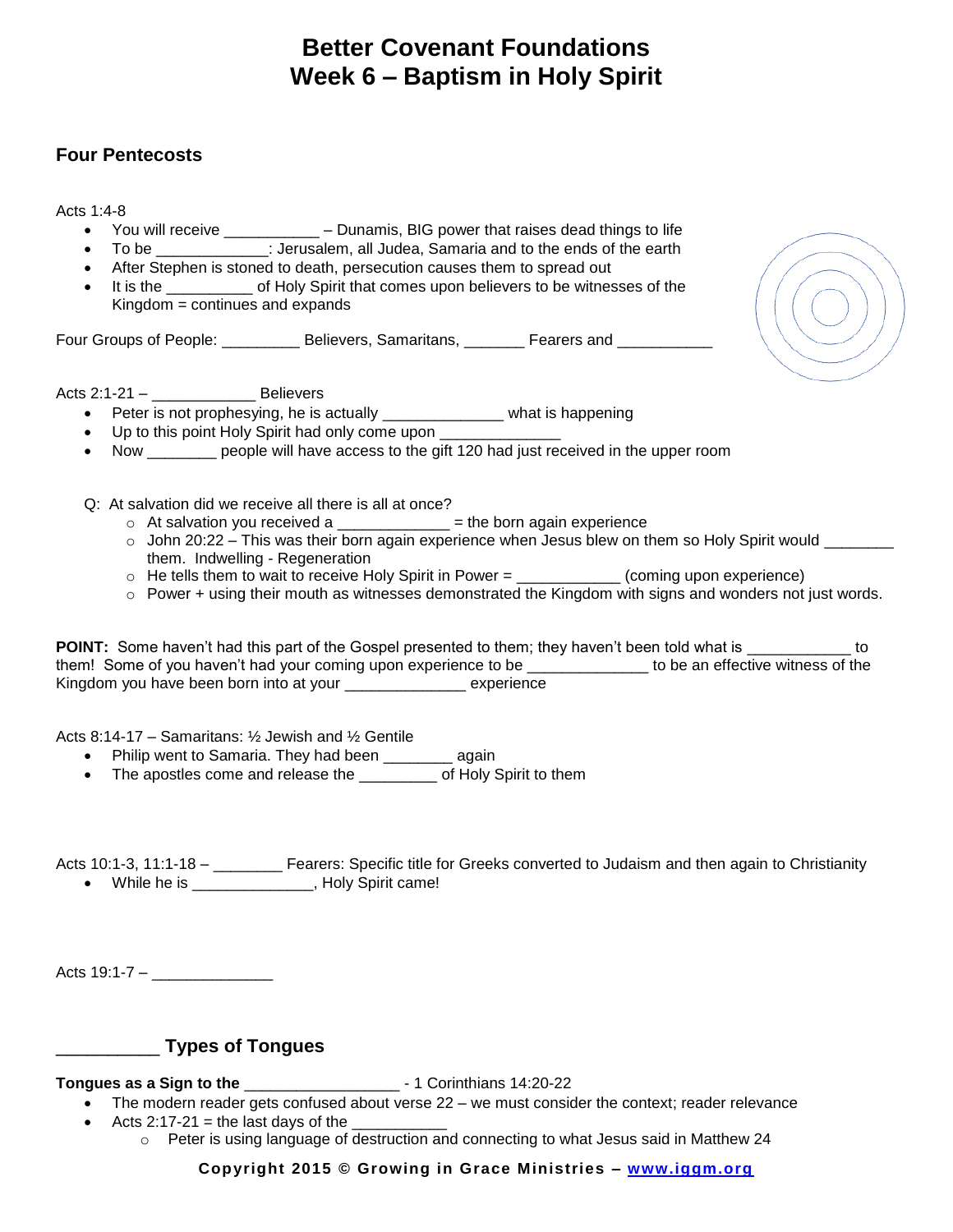# Better Covenant Foundations
# Week 6 – Baptism in Holy Spirit

## Four Pentecosts

Acts 1:4-8

- You will receive ___________ – Dunamis, BIG power that raises dead things to life
- To be _____________: Jerusalem, all Judea, Samaria and to the ends of the earth
- After Stephen is stoned to death, persecution causes them to spread out
- It is the __________ of Holy Spirit that comes upon believers to be witnesses of the Kingdom = continues and expands

Four Groups of People: _________ Believers, Samaritans, _______ Fearers and ___________

Acts 2:1-21 – ____________ Believers

- Peter is not prophesying, he is actually ______________ what is happening
- Up to this point Holy Spirit had only come upon ______________
- Now ________ people will have access to the gift 120 had just received in the upper room

Q: At salvation did we receive all there is all at once?

- At salvation you received a _____________ = the born again experience
- John 20:22 – This was their born again experience when Jesus blew on them so Holy Spirit would ________ them. Indwelling - Regeneration
- He tells them to wait to receive Holy Spirit in Power = ____________ (coming upon experience)
- Power + using their mouth as witnesses demonstrated the Kingdom with signs and wonders not just words.

**POINT:** Some haven't had this part of the Gospel presented to them; they haven't been told what is ____________ to them! Some of you haven't had your coming upon experience to be ______________ to be an effective witness of the Kingdom you have been born into at your ______________ experience

Acts 8:14-17 – Samaritans: ½ Jewish and ½ Gentile

- Philip went to Samaria. They had been ________ again
- The apostles come and release the _________ of Holy Spirit to them

Acts 10:1-3, 11:1-18 – ________ Fearers: Specific title for Greeks converted to Judaism and then again to Christianity

- While he is ______________, Holy Spirit came!

Acts 19:1-7 – ______________

## __________ Types of Tongues

**Tongues as a Sign to the** _________________ - 1 Corinthians 14:20-22

- The modern reader gets confused about verse 22 – we must consider the context; reader relevance
- Acts 2:17-21 = the last days of the ___________
  - Peter is using language of destruction and connecting to what Jesus said in Matthew 24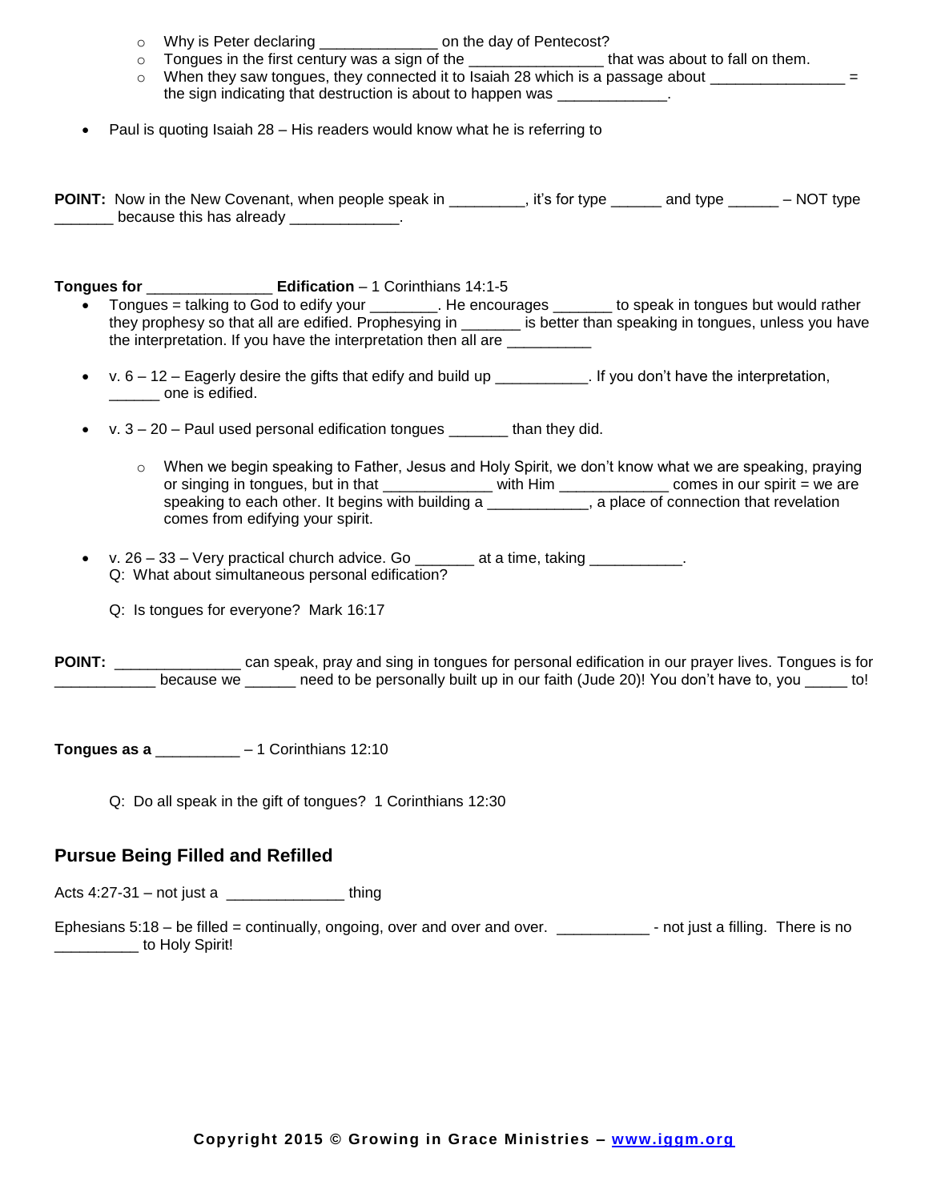- Why is Peter declaring _____________ on the day of Pentecost?
- Tongues in the first century was a sign of the _______________ that was about to fall on them.
- When they saw tongues, they connected it to Isaiah 28 which is a passage about _______________ = the sign indicating that destruction is about to happen was ____________.

- Paul is quoting Isaiah 28 – His readers would know what he is referring to

**POINT:** Now in the New Covenant, when people speak in ________, it's for type ______ and type ______ – NOT type _______ because this has already ____________.

**Tongues for _____________ Edification** – 1 Corinthians 14:1-5

- Tongues = talking to God to edify your ________. He encourages _______ to speak in tongues but would rather they prophesy so that all are edified. Prophesying in _______ is better than speaking in tongues, unless you have the interpretation. If you have the interpretation then all are __________

- v. 6 – 12 – Eagerly desire the gifts that edify and build up ___________. If you don't have the interpretation, ______ one is edified.

- v. 3 – 20 – Paul used personal edification tongues _______ than they did.

  - When we begin speaking to Father, Jesus and Holy Spirit, we don't know what we are speaking, praying or singing in tongues, but in that ____________ with Him ____________ comes in our spirit = we are speaking to each other. It begins with building a ___________, a place of connection that revelation comes from edifying your spirit.

- v. 26 – 33 – Very practical church advice. Go _______ at a time, taking ___________.
  Q: What about simultaneous personal edification?

  Q: Is tongues for everyone? Mark 16:17

**POINT:** ______________ can speak, pray and sing in tongues for personal edification in our prayer lives. Tongues is for ___________ because we ______ need to be personally built up in our faith (Jude 20)! You don't have to, you _____ to!

**Tongues as a __________** – 1 Corinthians 12:10

Q: Do all speak in the gift of tongues? 1 Corinthians 12:30

## Pursue Being Filled and Refilled

Acts 4:27-31 – not just a _____________ thing

Ephesians 5:18 – be filled = continually, ongoing, over and over and over. ___________ - not just a filling. There is no __________ to Holy Spirit!

**Copyright 2015 © Growing in Grace Ministries – [www.iggm.org](http://www.iggm.org)**